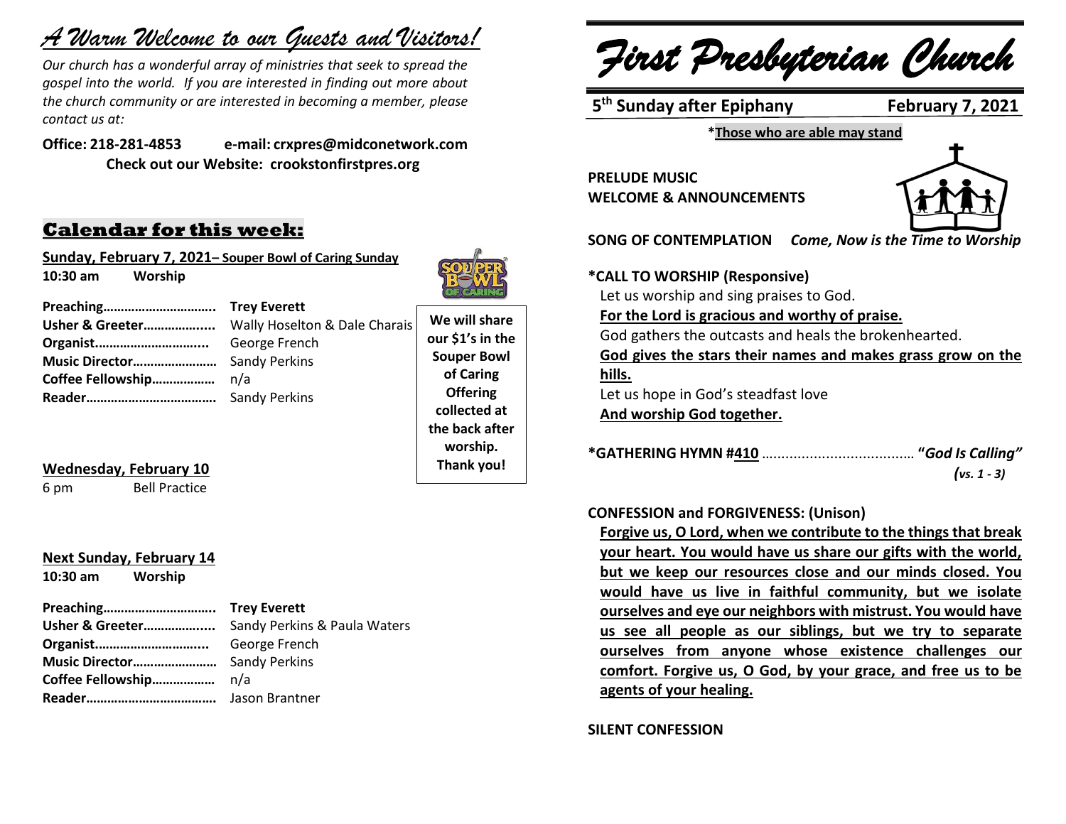# *A Warm Welcome to our Guests and Visitors!*

*Our church has a wonderful array of ministries that seek to spread the gospel into the world. If you are interested in finding out more about the church community or are interested in becoming a member, please contact us at:*

**Office: 218-281-4853 e-mail: crxpres@midconetwork.com**
**Check out our Website: crookstonfirstpres.org**

## Calendar for this week:

**Sunday, February 7, 2021– Souper Bowl of Caring Sunday**
**10:30 am Worship**

**Preaching…………………………. Trey Everett**
**Usher & Greeter……………....** Wally Hoselton & Dale Charais
**Organist…………………………..** George French
**Music Director……………………** Sandy Perkins
**Coffee Fellowship………………** n/a
**Reader……………………………….** Sandy Perkins

**We will share our $1's in the Souper Bowl of Caring Offering collected at the back after worship. Thank you!**

**Wednesday, February 10**
6 pm Bell Practice

**Next Sunday, February 14**
**10:30 am Worship**

**Preaching…………………………. Trey Everett**
**Usher & Greeter……………....** Sandy Perkins & Paula Waters
**Organist…………………………..** George French
**Music Director……………………** Sandy Perkins
**Coffee Fellowship………………** n/a
**Reader……………………………….** Jason Brantner

# *First Presbyterian Church*

**5th Sunday after Epiphany February 7, 2021**

**\*Those who are able may stand**

**PRELUDE MUSIC**
**WELCOME & ANNOUNCEMENTS**

**SONG OF CONTEMPLATION** ***Come, Now is the Time to Worship***

**\*CALL TO WORSHIP (Responsive)**
Let us worship and sing praises to God.
**For the Lord is gracious and worthy of praise.**
God gathers the outcasts and heals the brokenhearted.
**God gives the stars their names and makes grass grow on the hills.**
Let us hope in God's steadfast love
**And worship God together.**

**\*GATHERING HYMN #410** ………………………………… **"*God Is Calling"***
*(vs. 1 - 3)*

**CONFESSION and FORGIVENESS: (Unison)**
**Forgive us, O Lord, when we contribute to the things that break your heart. You would have us share our gifts with the world, but we keep our resources close and our minds closed. You would have us live in faithful community, but we isolate ourselves and eye our neighbors with mistrust. You would have us see all people as our siblings, but we try to separate ourselves from anyone whose existence challenges our comfort. Forgive us, O God, by your grace, and free us to be agents of your healing.**

**SILENT CONFESSION**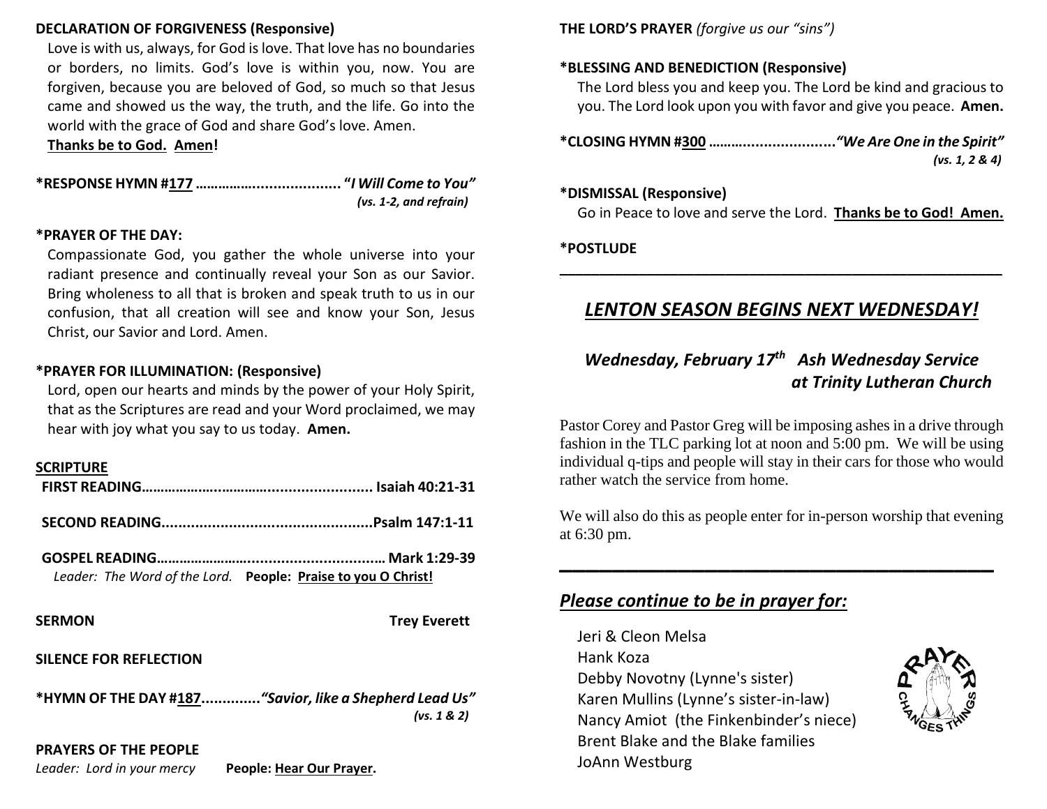**DECLARATION OF FORGIVENESS (Responsive)**

Love is with us, always, for God is love. That love has no boundaries or borders, no limits. God's love is within you, now. You are forgiven, because you are beloved of God, so much so that Jesus came and showed us the way, the truth, and the life. Go into the world with the grace of God and share God's love. Amen.
**Thanks be to God. Amen!**

**\*RESPONSE HYMN #177 ………………................... "*I Will Come to You"***
***(vs. 1-2, and refrain)***

**\*PRAYER OF THE DAY:**

Compassionate God, you gather the whole universe into your radiant presence and continually reveal your Son as our Savior. Bring wholeness to all that is broken and speak truth to us in our confusion, that all creation will see and know your Son, Jesus Christ, our Savior and Lord. Amen.

**\*PRAYER FOR ILLUMINATION: (Responsive)**

Lord, open our hearts and minds by the power of your Holy Spirit, that as the Scriptures are read and your Word proclaimed, we may hear with joy what you say to us today. **Amen.**

**SCRIPTURE**

**FIRST READING……………….………….......................... Isaiah 40:21-31**

**SECOND READING..................................................Psalm 147:1-11**

**GOSPEL READING…………………….............................. Mark 1:29-39**
*Leader: The Word of the Lord.* **People: Praise to you O Christ!**

**SERMON** **Trey Everett**

**SILENCE FOR REFLECTION**

**\*HYMN OF THE DAY #187.............*"Savior, like a Shepherd Lead Us"***
***(vs. 1 & 2)***

**PRAYERS OF THE PEOPLE**
*Leader: Lord in your mercy* **People: Hear Our Prayer.**

**THE LORD'S PRAYER** *(forgive us our "sins")*

**\*BLESSING AND BENEDICTION (Responsive)**

The Lord bless you and keep you. The Lord be kind and gracious to you. The Lord look upon you with favor and give you peace. **Amen.**

**\*CLOSING HYMN #300 …………....................*"We Are One in the Spirit"***
***(vs. 1, 2 & 4)***

**\*DISMISSAL (Responsive)**

Go in Peace to love and serve the Lord. **Thanks be to God! Amen.**

**\*POSTLUDE**

---

## *LENTON SEASON BEGINS NEXT WEDNESDAY!*

### *Wednesday, February 17th Ash Wednesday Service at Trinity Lutheran Church*

Pastor Corey and Pastor Greg will be imposing ashes in a drive through fashion in the TLC parking lot at noon and 5:00 pm. We will be using individual q-tips and people will stay in their cars for those who would rather watch the service from home.

We will also do this as people enter for in-person worship that evening at 6:30 pm.

---

## *Please continue to be in prayer for:*

Jeri & Cleon Melsa
Hank Koza
Debby Novotny (Lynne's sister)
Karen Mullins (Lynne's sister-in-law)
Nancy Amiot (the Finkenbinder's niece)
Brent Blake and the Blake families
JoAnn Westburg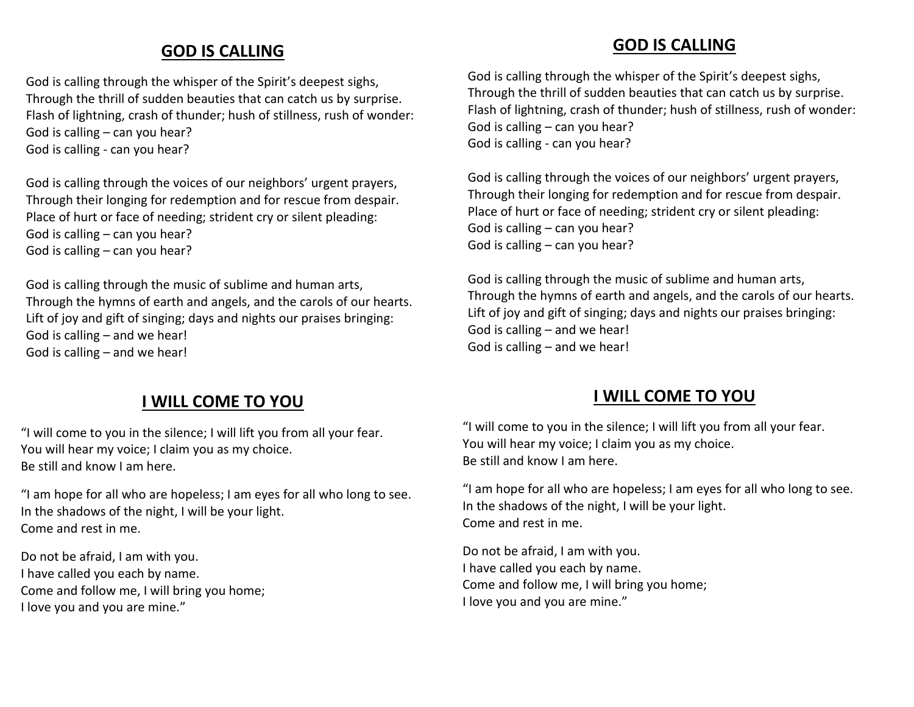## GOD IS CALLING

God is calling through the whisper of the Spirit's deepest sighs,
Through the thrill of sudden beauties that can catch us by surprise.
Flash of lightning, crash of thunder; hush of stillness, rush of wonder:
God is calling – can you hear?
God is calling - can you hear?

God is calling through the voices of our neighbors' urgent prayers,
Through their longing for redemption and for rescue from despair.
Place of hurt or face of needing; strident cry or silent pleading:
God is calling – can you hear?
God is calling – can you hear?

God is calling through the music of sublime and human arts,
Through the hymns of earth and angels, and the carols of our hearts.
Lift of joy and gift of singing; days and nights our praises bringing:
God is calling – and we hear!
God is calling – and we hear!

## I WILL COME TO YOU

"I will come to you in the silence; I will lift you from all your fear.
You will hear my voice; I claim you as my choice.
Be still and know I am here.

"I am hope for all who are hopeless; I am eyes for all who long to see.
In the shadows of the night, I will be your light.
Come and rest in me.

Do not be afraid, I am with you.
I have called you each by name.
Come and follow me, I will bring you home;
I love you and you are mine."

## GOD IS CALLING

God is calling through the whisper of the Spirit's deepest sighs,
Through the thrill of sudden beauties that can catch us by surprise.
Flash of lightning, crash of thunder; hush of stillness, rush of wonder:
God is calling – can you hear?
God is calling - can you hear?

God is calling through the voices of our neighbors' urgent prayers,
Through their longing for redemption and for rescue from despair.
Place of hurt or face of needing; strident cry or silent pleading:
God is calling – can you hear?
God is calling – can you hear?

God is calling through the music of sublime and human arts,
Through the hymns of earth and angels, and the carols of our hearts.
Lift of joy and gift of singing; days and nights our praises bringing:
God is calling – and we hear!
God is calling – and we hear!

## I WILL COME TO YOU

"I will come to you in the silence; I will lift you from all your fear.
You will hear my voice; I claim you as my choice.
Be still and know I am here.

"I am hope for all who are hopeless; I am eyes for all who long to see.
In the shadows of the night, I will be your light.
Come and rest in me.

Do not be afraid, I am with you.
I have called you each by name.
Come and follow me, I will bring you home;
I love you and you are mine."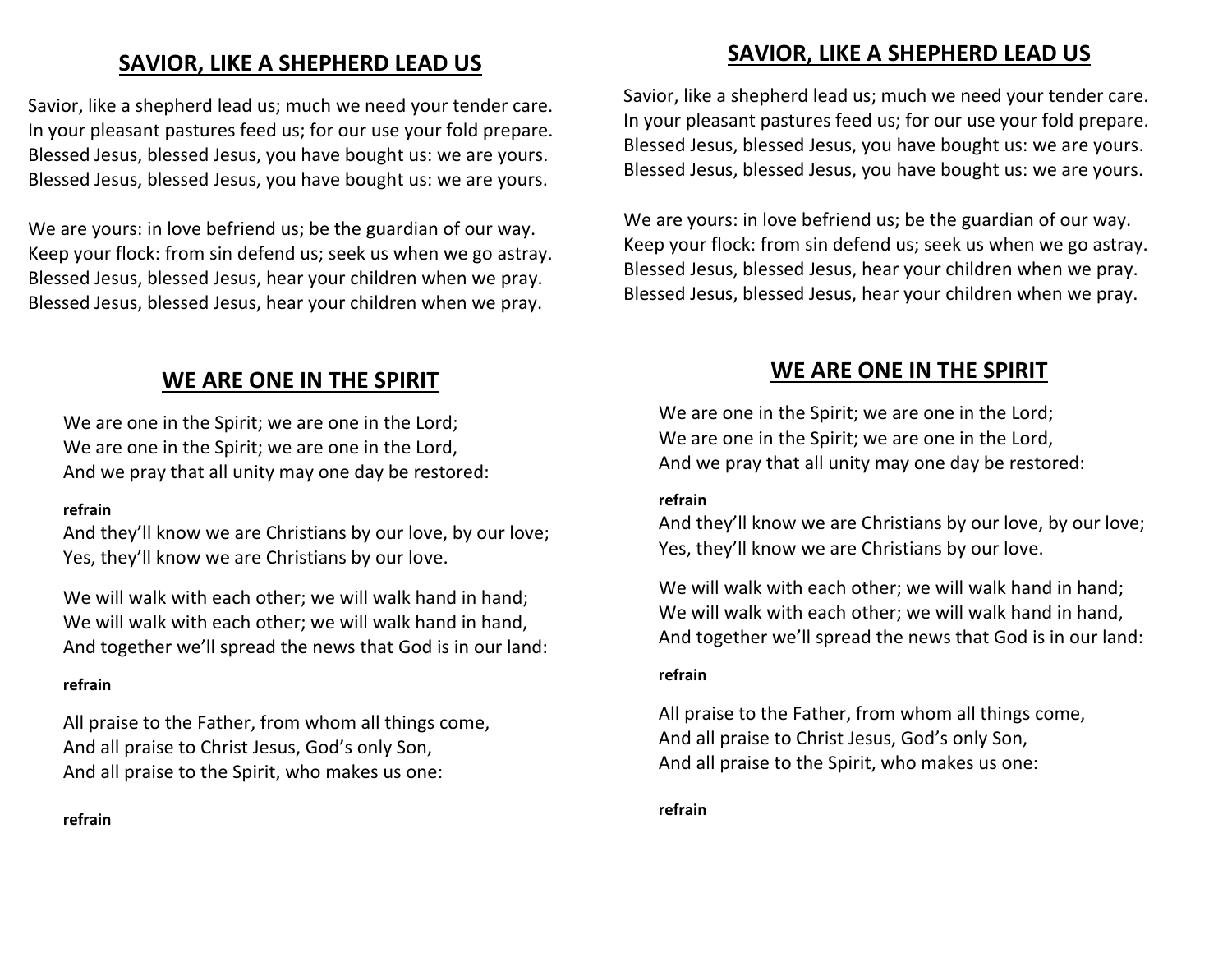## SAVIOR, LIKE A SHEPHERD LEAD US

Savior, like a shepherd lead us; much we need your tender care.
In your pleasant pastures feed us; for our use your fold prepare.
Blessed Jesus, blessed Jesus, you have bought us: we are yours.
Blessed Jesus, blessed Jesus, you have bought us: we are yours.

We are yours: in love befriend us; be the guardian of our way.
Keep your flock: from sin defend us; seek us when we go astray.
Blessed Jesus, blessed Jesus, hear your children when we pray.
Blessed Jesus, blessed Jesus, hear your children when we pray.

## WE ARE ONE IN THE SPIRIT

We are one in the Spirit; we are one in the Lord;
We are one in the Spirit; we are one in the Lord,
And we pray that all unity may one day be restored:

**refrain**
And they'll know we are Christians by our love, by our love;
Yes, they'll know we are Christians by our love.

We will walk with each other; we will walk hand in hand;
We will walk with each other; we will walk hand in hand,
And together we'll spread the news that God is in our land:

**refrain**

All praise to the Father, from whom all things come,
And all praise to Christ Jesus, God's only Son,
And all praise to the Spirit, who makes us one:

**refrain**

## SAVIOR, LIKE A SHEPHERD LEAD US

Savior, like a shepherd lead us; much we need your tender care.
In your pleasant pastures feed us; for our use your fold prepare.
Blessed Jesus, blessed Jesus, you have bought us: we are yours.
Blessed Jesus, blessed Jesus, you have bought us: we are yours.

We are yours: in love befriend us; be the guardian of our way.
Keep your flock: from sin defend us; seek us when we go astray.
Blessed Jesus, blessed Jesus, hear your children when we pray.
Blessed Jesus, blessed Jesus, hear your children when we pray.

## WE ARE ONE IN THE SPIRIT

We are one in the Spirit; we are one in the Lord;
We are one in the Spirit; we are one in the Lord,
And we pray that all unity may one day be restored:

**refrain**
And they'll know we are Christians by our love, by our love;
Yes, they'll know we are Christians by our love.

We will walk with each other; we will walk hand in hand;
We will walk with each other; we will walk hand in hand,
And together we'll spread the news that God is in our land:

**refrain**

All praise to the Father, from whom all things come,
And all praise to Christ Jesus, God's only Son,
And all praise to the Spirit, who makes us one:

**refrain**